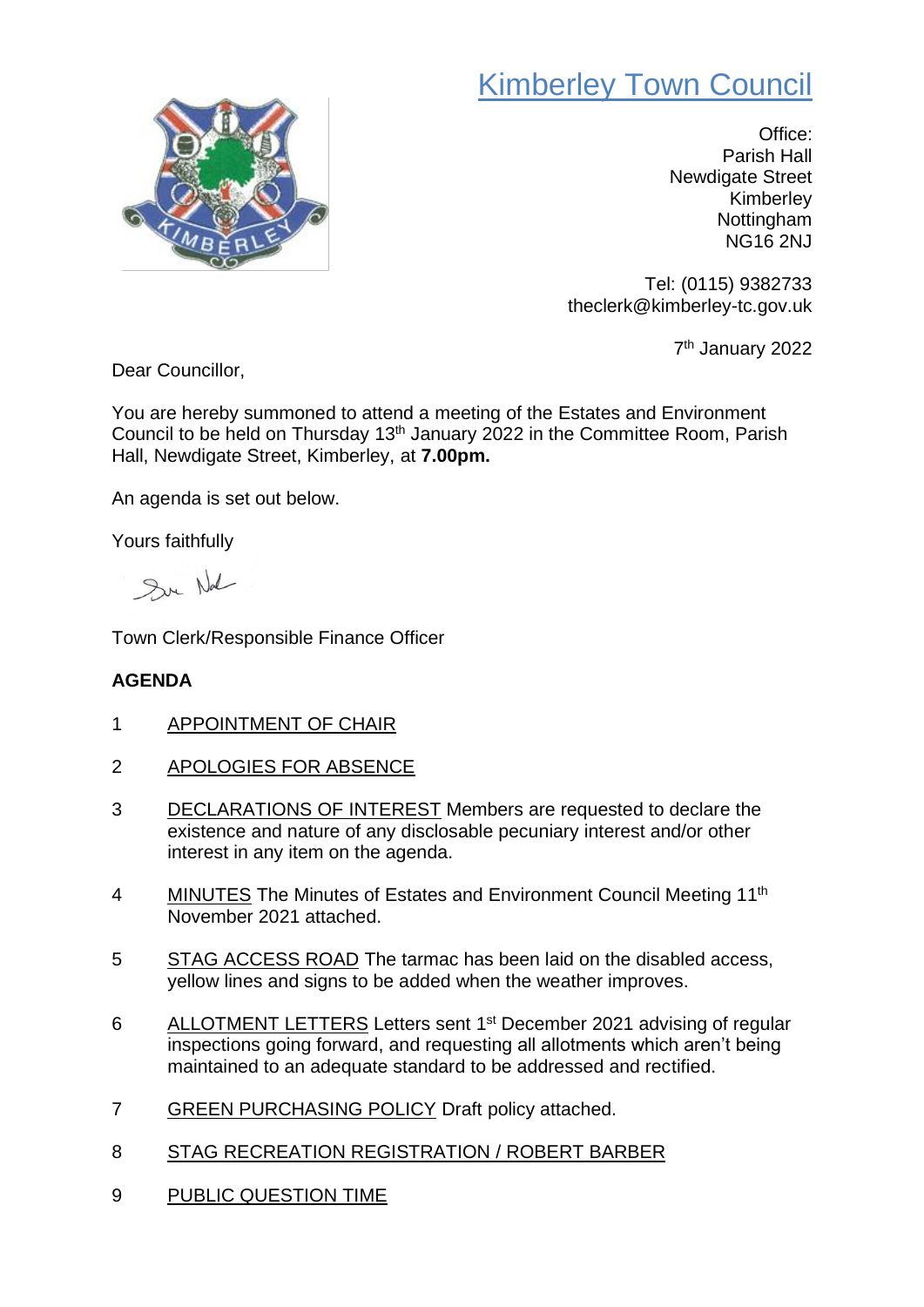# Kimberley Town Council

Office:
Parish Hall
Newdigate Street
Kimberley
Nottingham
NG16 2NJ

Tel: (0115) 9382733
theclerk@kimberley-tc.gov.uk

7th January 2022

Dear Councillor,

You are hereby summoned to attend a meeting of the Estates and Environment Council to be held on Thursday 13th January 2022 in the Committee Room, Parish Hall, Newdigate Street, Kimberley, at **7.00pm.**

An agenda is set out below.

Yours faithfully

Town Clerk/Responsible Finance Officer

**AGENDA**

1. APPOINTMENT OF CHAIR
2. APOLOGIES FOR ABSENCE
3. DECLARATIONS OF INTEREST Members are requested to declare the existence and nature of any disclosable pecuniary interest and/or other interest in any item on the agenda.
4. MINUTES The Minutes of Estates and Environment Council Meeting 11th November 2021 attached.
5. STAG ACCESS ROAD The tarmac has been laid on the disabled access, yellow lines and signs to be added when the weather improves.
6. ALLOTMENT LETTERS Letters sent 1st December 2021 advising of regular inspections going forward, and requesting all allotments which aren't being maintained to an adequate standard to be addressed and rectified.
7. GREEN PURCHASING POLICY Draft policy attached.
8. STAG RECREATION REGISTRATION / ROBERT BARBER
9. PUBLIC QUESTION TIME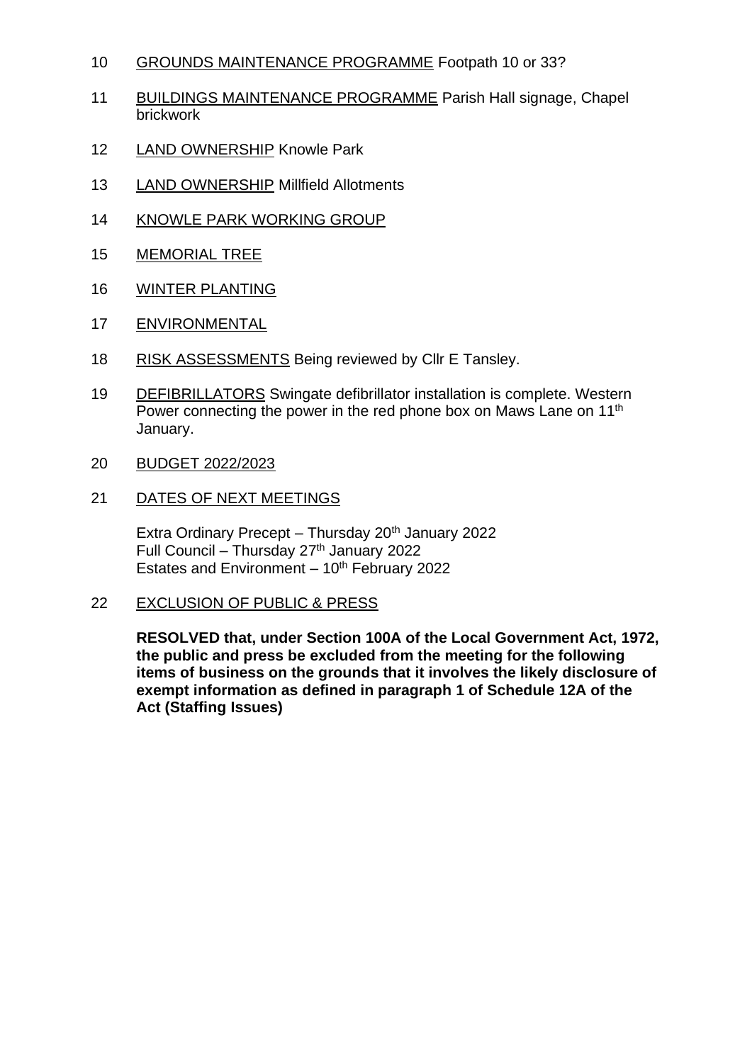10 GROUNDS MAINTENANCE PROGRAMME Footpath 10 or 33?

11 BUILDINGS MAINTENANCE PROGRAMME Parish Hall signage, Chapel brickwork

12 LAND OWNERSHIP Knowle Park

13 LAND OWNERSHIP Millfield Allotments

14 KNOWLE PARK WORKING GROUP

15 MEMORIAL TREE

16 WINTER PLANTING

17 ENVIRONMENTAL

18 RISK ASSESSMENTS Being reviewed by Cllr E Tansley.

19 DEFIBRILLATORS Swingate defibrillator installation is complete. Western Power connecting the power in the red phone box on Maws Lane on 11th January.

20 BUDGET 2022/2023

21 DATES OF NEXT MEETINGS

Extra Ordinary Precept – Thursday 20th January 2022
Full Council – Thursday 27th January 2022
Estates and Environment – 10th February 2022

22 EXCLUSION OF PUBLIC & PRESS

**RESOLVED that, under Section 100A of the Local Government Act, 1972, the public and press be excluded from the meeting for the following items of business on the grounds that it involves the likely disclosure of exempt information as defined in paragraph 1 of Schedule 12A of the Act (Staffing Issues)**